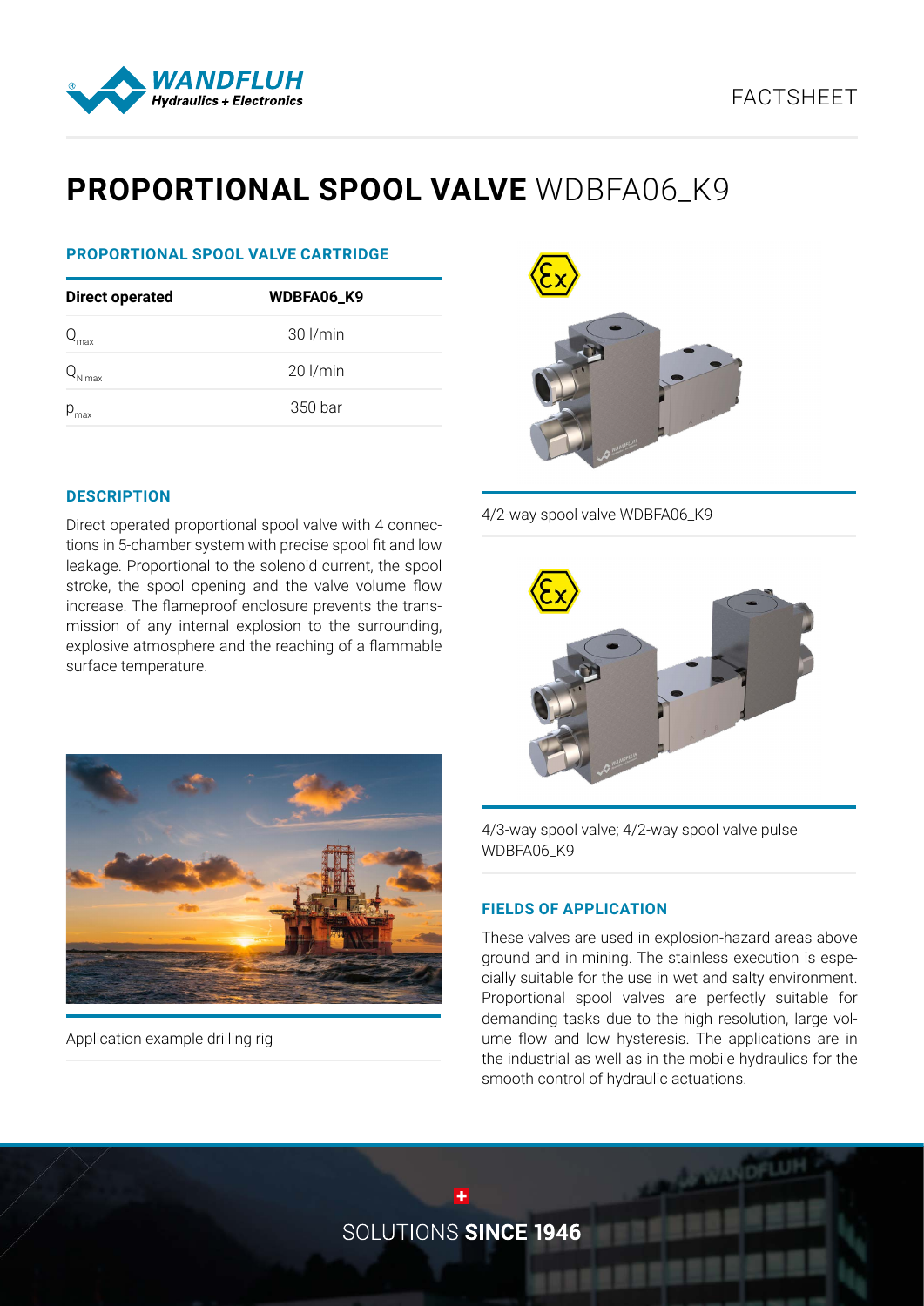# PROPORTIONAL SPOOL VALVE WDBFA06_K9

## PROPORTIONAL SPOOL VALVE CARTRIDGE

| Direct operated | WDBFA06_K9 |
|---|---|
| $Q_{max}$ | 30 l/min |
| $Q_{N\,max}$ | 20 l/min |
| $p_{max}$ | 350 bar |

4/2-way spool valve WDBFA06_K9

## DESCRIPTION

Direct operated proportional spool valve with 4 connections in 5-chamber system with precise spool fit and low leakage. Proportional to the solenoid current, the spool stroke, the spool opening and the valve volume flow increase. The flameproof enclosure prevents the transmission of any internal explosion to the surrounding, explosive atmosphere and the reaching of a flammable surface temperature.

4/3-way spool valve; 4/2-way spool valve pulse WDBFA06_K9

Application example drilling rig

## FIELDS OF APPLICATION

These valves are used in explosion-hazard areas above ground and in mining. The stainless execution is especially suitable for the use in wet and salty environment. Proportional spool valves are perfectly suitable for demanding tasks due to the high resolution, large volume flow and low hysteresis. The applications are in the industrial as well as in the mobile hydraulics for the smooth control of hydraulic actuations.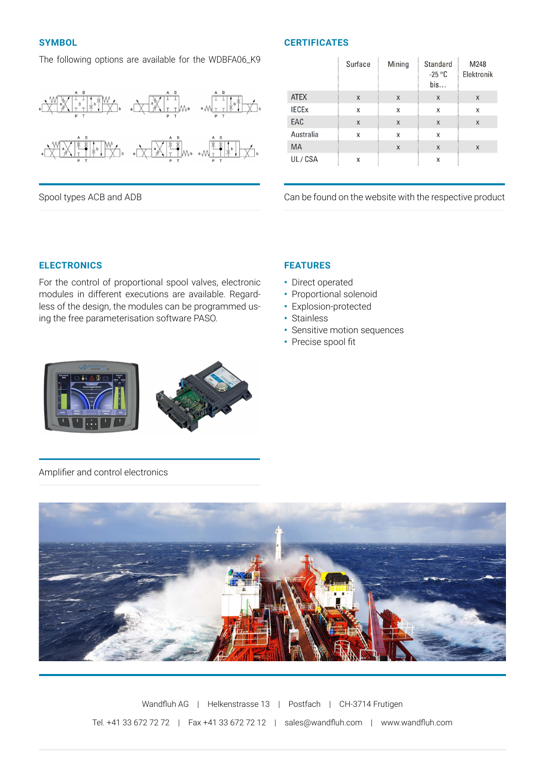## SYMBOL

The following options are available for the WDBFA06_K9

Spool types ACB and ADB

## CERTIFICATES

| | Surface | Mining | Standard -25 °C bis… | M248 Elektronik |
|---|---|---|---|---|
| ATEX | x | x | x | x |
| IECEx | x | x | x | x |
| EAC | x | x | x | x |
| Australia | x | x | x | |
| MA | | x | x | x |
| UL / CSA | x | | x | |

Can be found on the website with the respective product

## ELECTRONICS

For the control of proportional spool valves, electronic modules in different executions are available. Regardless of the design, the modules can be programmed using the free parameterisation software PASO.

Amplifier and control electronics

## FEATURES

- Direct operated
- Proportional solenoid
- Explosion-protected
- Stainless
- Sensitive motion sequences
- Precise spool fit

Wandfluh AG | Helkenstrasse 13 | Postfach | CH-3714 Frutigen

Tel. +41 33 672 72 72 | Fax +41 33 672 72 12 | sales@wandfluh.com | www.wandfluh.com